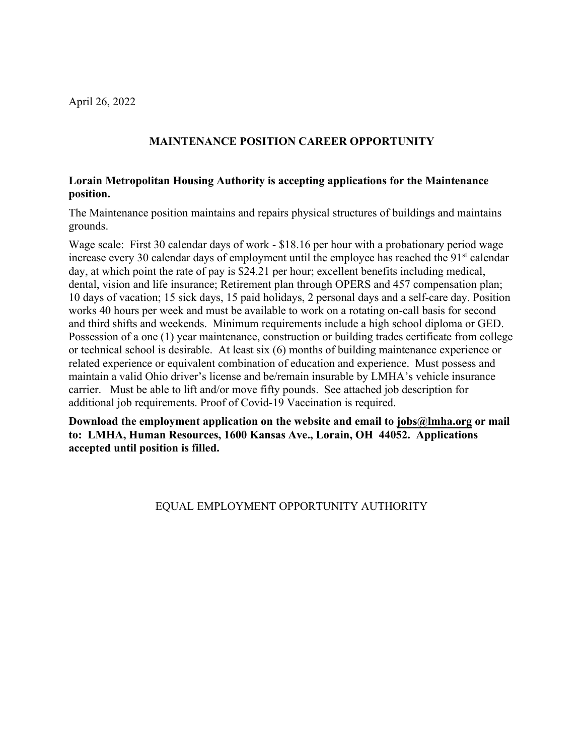April 26, 2022

## MAINTENANCE POSITION CAREER OPPORTUNITY

**Lorain Metropolitan Housing Authority is accepting applications for the Maintenance position.**

The Maintenance position maintains and repairs physical structures of buildings and maintains grounds.

Wage scale: First 30 calendar days of work - $18.16 per hour with a probationary period wage increase every 30 calendar days of employment until the employee has reached the 91st calendar day, at which point the rate of pay is $24.21 per hour; excellent benefits including medical, dental, vision and life insurance; Retirement plan through OPERS and 457 compensation plan; 10 days of vacation; 15 sick days, 15 paid holidays, 2 personal days and a self-care day. Position works 40 hours per week and must be available to work on a rotating on-call basis for second and third shifts and weekends. Minimum requirements include a high school diploma or GED. Possession of a one (1) year maintenance, construction or building trades certificate from college or technical school is desirable. At least six (6) months of building maintenance experience or related experience or equivalent combination of education and experience. Must possess and maintain a valid Ohio driver's license and be/remain insurable by LMHA's vehicle insurance carrier. Must be able to lift and/or move fifty pounds. See attached job description for additional job requirements. Proof of Covid-19 Vaccination is required.

**Download the employment application on the website and email to jobs@lmha.org or mail to: LMHA, Human Resources, 1600 Kansas Ave., Lorain, OH 44052. Applications accepted until position is filled.**

EQUAL EMPLOYMENT OPPORTUNITY AUTHORITY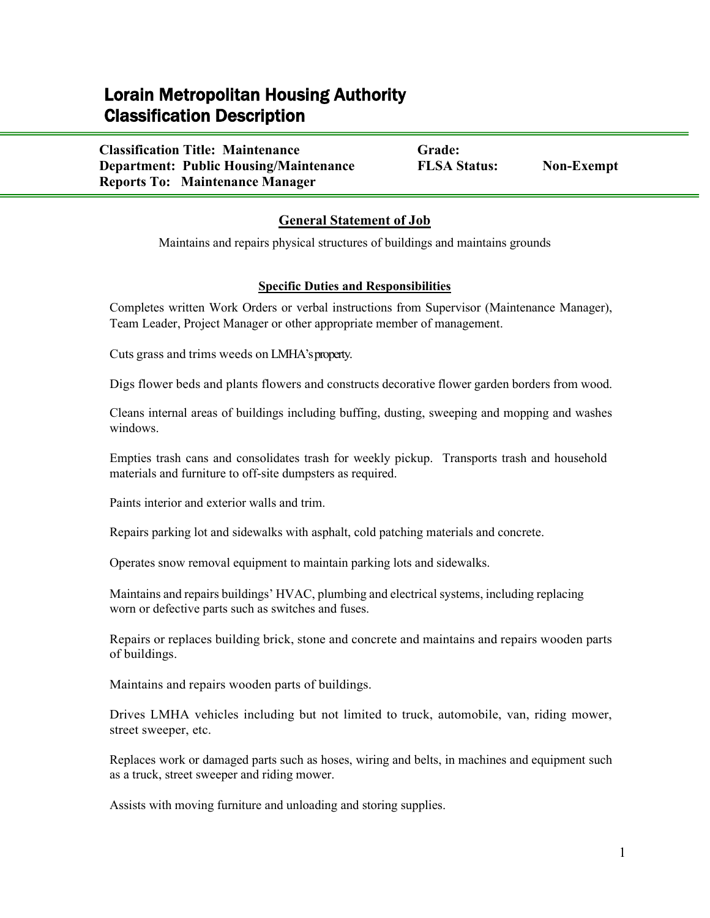# Lorain Metropolitan Housing Authority
# Classification Description

| | |
|---|---|
| **Classification Title: Maintenance** | **Grade:** |
| **Department: Public Housing/Maintenance** | **FLSA Status: Non-Exempt** |
| **Reports To: Maintenance Manager** | |

## General Statement of Job

Maintains and repairs physical structures of buildings and maintains grounds

### Specific Duties and Responsibilities

Completes written Work Orders or verbal instructions from Supervisor (Maintenance Manager), Team Leader, Project Manager or other appropriate member of management.

Cuts grass and trims weeds on LMHA's property.

Digs flower beds and plants flowers and constructs decorative flower garden borders from wood.

Cleans internal areas of buildings including buffing, dusting, sweeping and mopping and washes windows.

Empties trash cans and consolidates trash for weekly pickup. Transports trash and household materials and furniture to off-site dumpsters as required.

Paints interior and exterior walls and trim.

Repairs parking lot and sidewalks with asphalt, cold patching materials and concrete.

Operates snow removal equipment to maintain parking lots and sidewalks.

Maintains and repairs buildings' HVAC, plumbing and electrical systems, including replacing worn or defective parts such as switches and fuses.

Repairs or replaces building brick, stone and concrete and maintains and repairs wooden parts of buildings.

Maintains and repairs wooden parts of buildings.

Drives LMHA vehicles including but not limited to truck, automobile, van, riding mower, street sweeper, etc.

Replaces work or damaged parts such as hoses, wiring and belts, in machines and equipment such as a truck, street sweeper and riding mower.

Assists with moving furniture and unloading and storing supplies.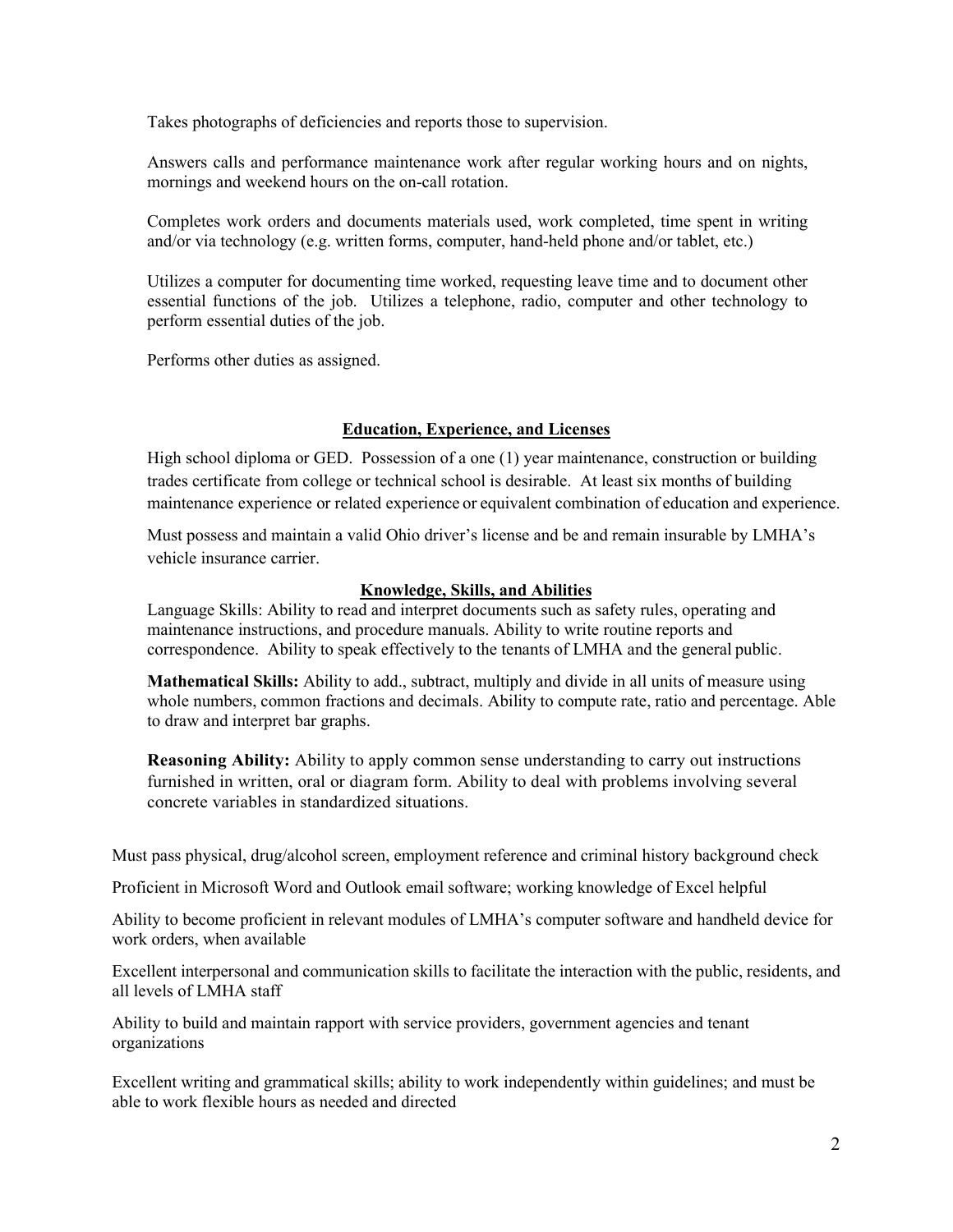Takes photographs of deficiencies and reports those to supervision.

Answers calls and performance maintenance work after regular working hours and on nights, mornings and weekend hours on the on-call rotation.

Completes work orders and documents materials used, work completed, time spent in writing and/or via technology (e.g. written forms, computer, hand-held phone and/or tablet, etc.)

Utilizes a computer for documenting time worked, requesting leave time and to document other essential functions of the job. Utilizes a telephone, radio, computer and other technology to perform essential duties of the job.

Performs other duties as assigned.

## Education, Experience, and Licenses

High school diploma or GED. Possession of a one (1) year maintenance, construction or building trades certificate from college or technical school is desirable. At least six months of building maintenance experience or related experience or equivalent combination of education and experience.

Must possess and maintain a valid Ohio driver's license and be and remain insurable by LMHA's vehicle insurance carrier.

## Knowledge, Skills, and Abilities

Language Skills: Ability to read and interpret documents such as safety rules, operating and maintenance instructions, and procedure manuals. Ability to write routine reports and correspondence. Ability to speak effectively to the tenants of LMHA and the general public.

**Mathematical Skills:** Ability to add., subtract, multiply and divide in all units of measure using whole numbers, common fractions and decimals. Ability to compute rate, ratio and percentage. Able to draw and interpret bar graphs.

**Reasoning Ability:** Ability to apply common sense understanding to carry out instructions furnished in written, oral or diagram form. Ability to deal with problems involving several concrete variables in standardized situations.

Must pass physical, drug/alcohol screen, employment reference and criminal history background check

Proficient in Microsoft Word and Outlook email software; working knowledge of Excel helpful

Ability to become proficient in relevant modules of LMHA's computer software and handheld device for work orders, when available

Excellent interpersonal and communication skills to facilitate the interaction with the public, residents, and all levels of LMHA staff

Ability to build and maintain rapport with service providers, government agencies and tenant organizations

Excellent writing and grammatical skills; ability to work independently within guidelines; and must be able to work flexible hours as needed and directed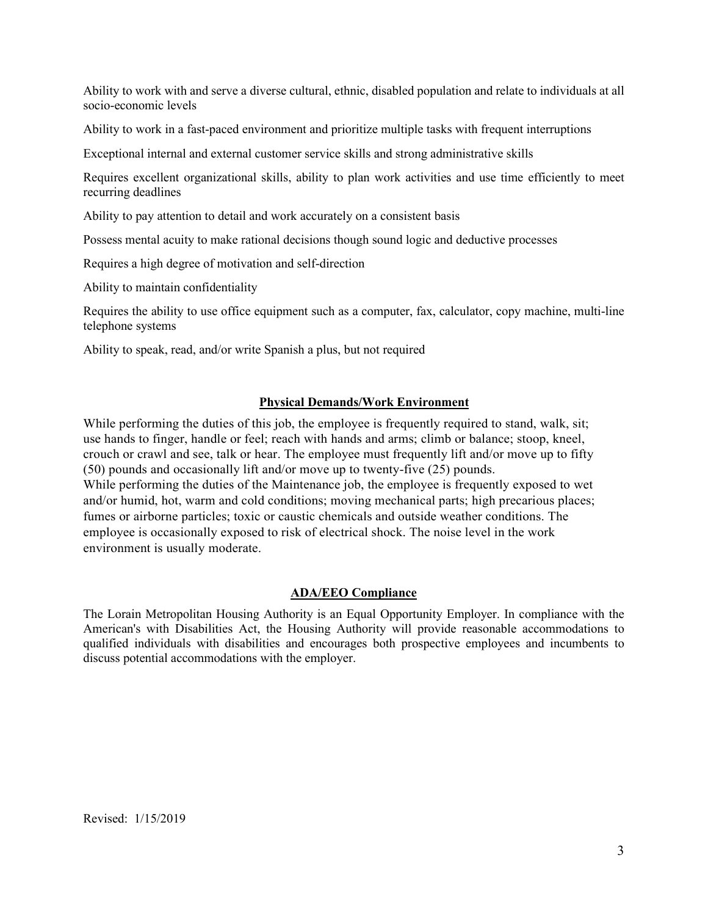Ability to work with and serve a diverse cultural, ethnic, disabled population and relate to individuals at all socio-economic levels

Ability to work in a fast-paced environment and prioritize multiple tasks with frequent interruptions

Exceptional internal and external customer service skills and strong administrative skills

Requires excellent organizational skills, ability to plan work activities and use time efficiently to meet recurring deadlines

Ability to pay attention to detail and work accurately on a consistent basis

Possess mental acuity to make rational decisions though sound logic and deductive processes

Requires a high degree of motivation and self-direction

Ability to maintain confidentiality

Requires the ability to use office equipment such as a computer, fax, calculator, copy machine, multi-line telephone systems

Ability to speak, read, and/or write Spanish a plus, but not required

## Physical Demands/Work Environment

While performing the duties of this job, the employee is frequently required to stand, walk, sit; use hands to finger, handle or feel; reach with hands and arms; climb or balance; stoop, kneel, crouch or crawl and see, talk or hear. The employee must frequently lift and/or move up to fifty (50) pounds and occasionally lift and/or move up to twenty-five (25) pounds.
While performing the duties of the Maintenance job, the employee is frequently exposed to wet and/or humid, hot, warm and cold conditions; moving mechanical parts; high precarious places; fumes or airborne particles; toxic or caustic chemicals and outside weather conditions. The employee is occasionally exposed to risk of electrical shock. The noise level in the work environment is usually moderate.

## ADA/EEO Compliance

The Lorain Metropolitan Housing Authority is an Equal Opportunity Employer. In compliance with the American's with Disabilities Act, the Housing Authority will provide reasonable accommodations to qualified individuals with disabilities and encourages both prospective employees and incumbents to discuss potential accommodations with the employer.

Revised: 1/15/2019